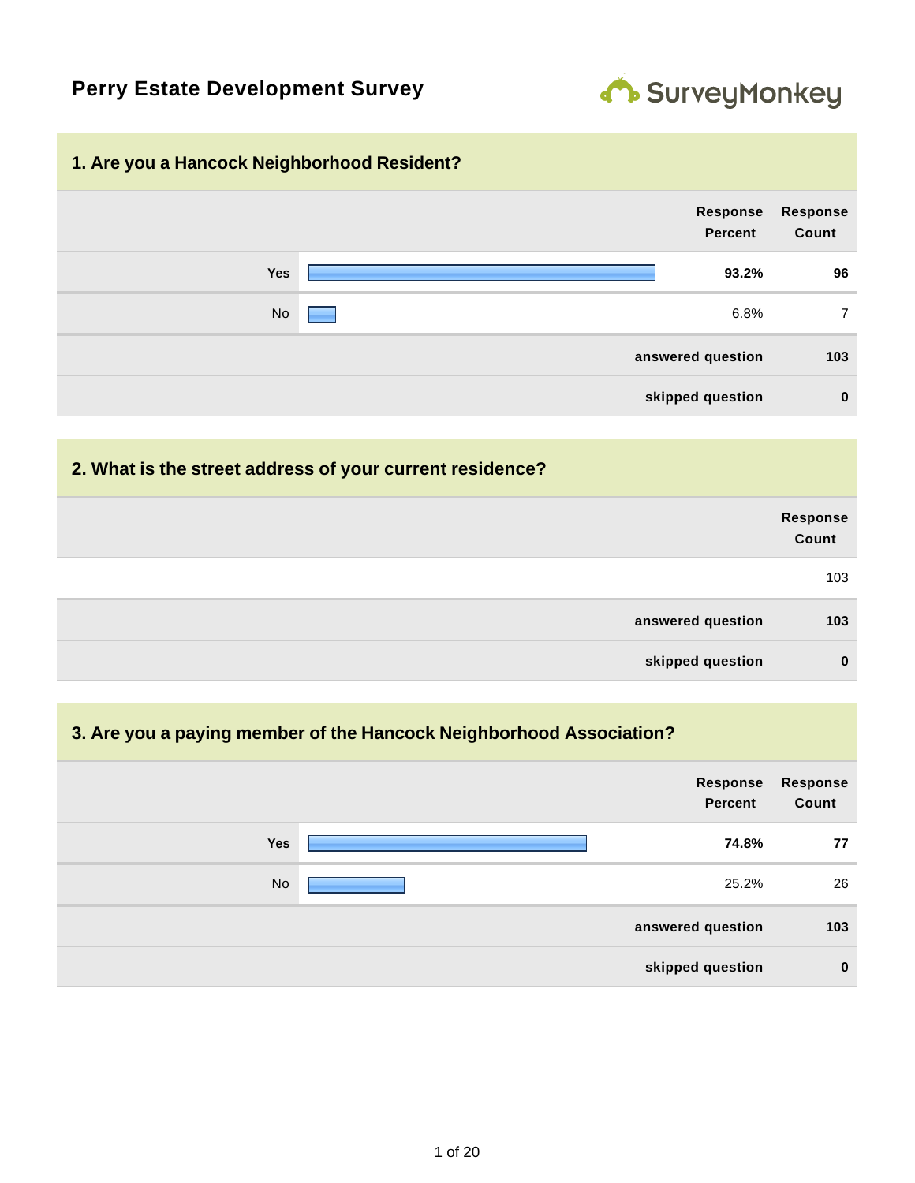# Perry Estate Development Survey

SurveyMonkey

## 1. Are you a Hancock Neighborhood Resident?

| | Response Percent | Response Count |
|---|---|---|
| **Yes** | **93.2%** | **96** |
| No | 6.8% | 7 |
| | **answered question** | **103** |
| | **skipped question** | **0** |

## 2. What is the street address of your current residence?

| | Response Count |
|---|---|
| | 103 |
| **answered question** | **103** |
| **skipped question** | **0** |

## 3. Are you a paying member of the Hancock Neighborhood Association?

| | Response Percent | Response Count |
|---|---|---|
| **Yes** | **74.8%** | **77** |
| No | 25.2% | 26 |
| | **answered question** | **103** |
| | **skipped question** | **0** |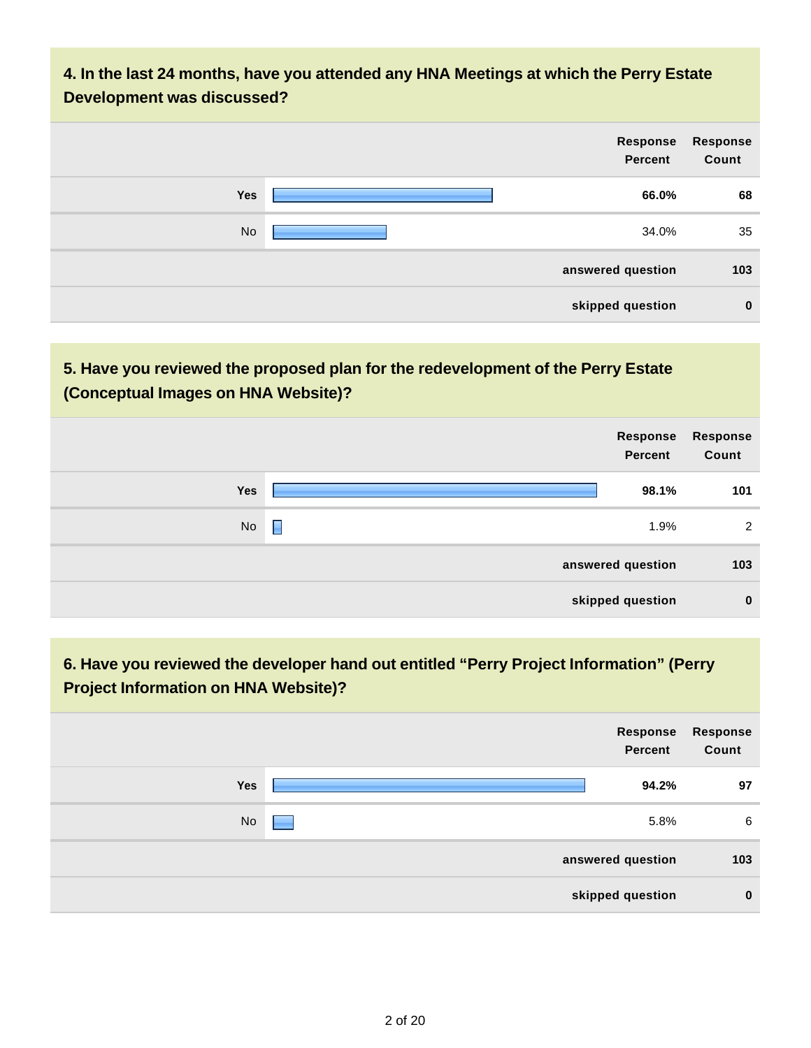## 4. In the last 24 months, have you attended any HNA Meetings at which the Perry Estate Development was discussed?

| | Response Percent | Response Count |
|---|---|---|
| **Yes** | **66.0%** | **68** |
| No | 34.0% | 35 |
| | **answered question** | **103** |
| | **skipped question** | **0** |

## 5. Have you reviewed the proposed plan for the redevelopment of the Perry Estate (Conceptual Images on HNA Website)?

| | Response Percent | Response Count |
|---|---|---|
| **Yes** | **98.1%** | **101** |
| No | 1.9% | 2 |
| | **answered question** | **103** |
| | **skipped question** | **0** |

## 6. Have you reviewed the developer hand out entitled "Perry Project Information" (Perry Project Information on HNA Website)?

| | Response Percent | Response Count |
|---|---|---|
| **Yes** | **94.2%** | **97** |
| No | 5.8% | 6 |
| | **answered question** | **103** |
| | **skipped question** | **0** |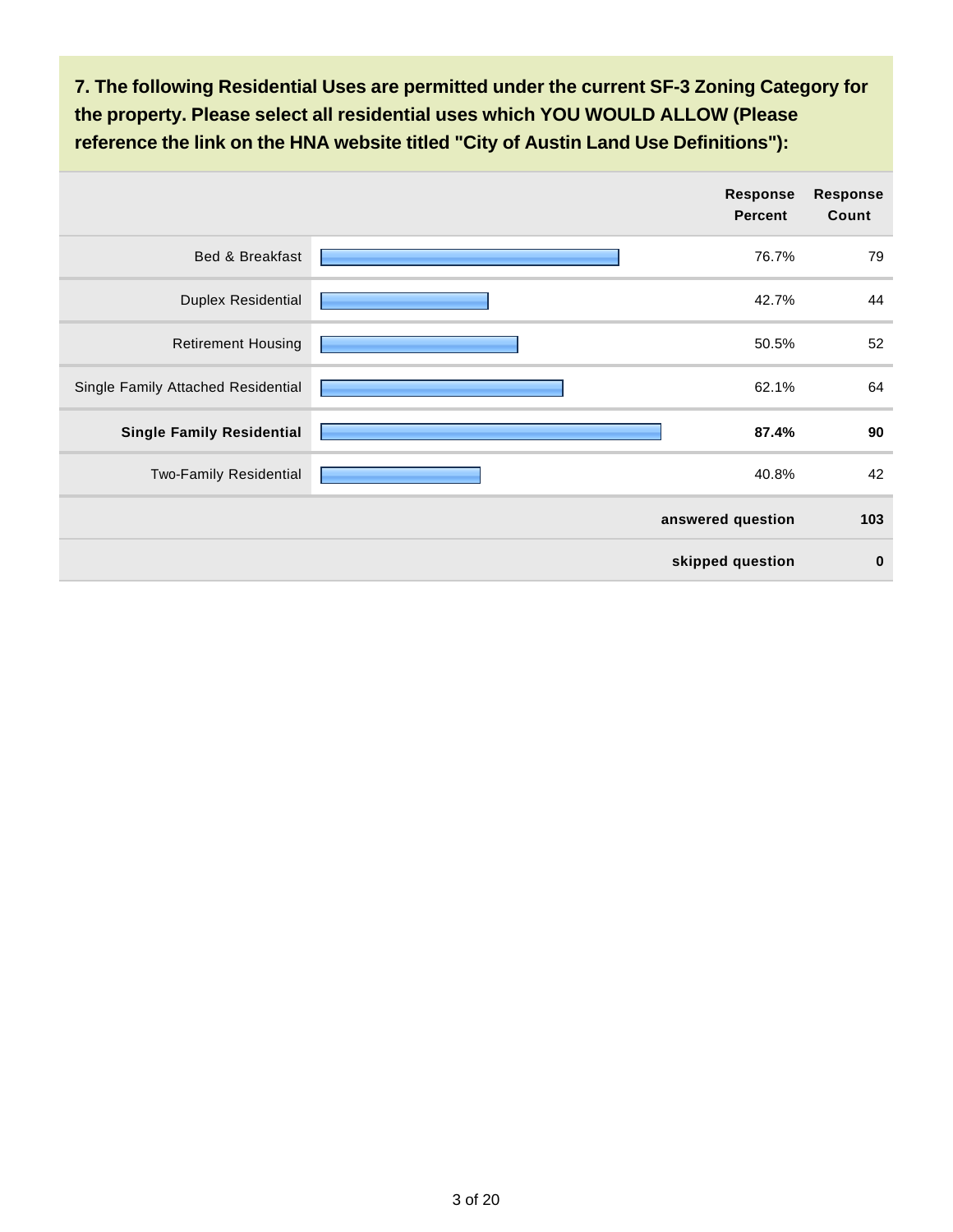**7. The following Residential Uses are permitted under the current SF-3 Zoning Category for the property. Please select all residential uses which YOU WOULD ALLOW (Please reference the link on the HNA website titled "City of Austin Land Use Definitions"):**

| | Response Percent | Response Count |
|---|---|---|
| Bed & Breakfast | 76.7% | 79 |
| Duplex Residential | 42.7% | 44 |
| Retirement Housing | 50.5% | 52 |
| Single Family Attached Residential | 62.1% | 64 |
| **Single Family Residential** | **87.4%** | **90** |
| Two-Family Residential | 40.8% | 42 |
| | **answered question** | **103** |
| | **skipped question** | **0** |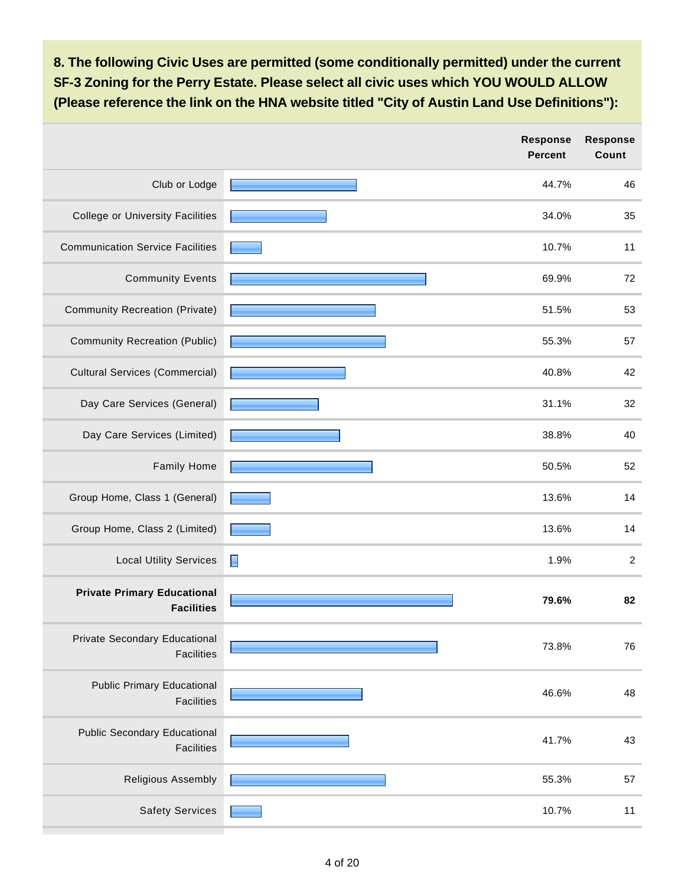**8. The following Civic Uses are permitted (some conditionally permitted) under the current SF-3 Zoning for the Perry Estate. Please select all civic uses which YOU WOULD ALLOW (Please reference the link on the HNA website titled "City of Austin Land Use Definitions"):**

| | Response Percent | Response Count |
|---|---|---|
| Club or Lodge | 44.7% | 46 |
| College or University Facilities | 34.0% | 35 |
| Communication Service Facilities | 10.7% | 11 |
| Community Events | 69.9% | 72 |
| Community Recreation (Private) | 51.5% | 53 |
| Community Recreation (Public) | 55.3% | 57 |
| Cultural Services (Commercial) | 40.8% | 42 |
| Day Care Services (General) | 31.1% | 32 |
| Day Care Services (Limited) | 38.8% | 40 |
| Family Home | 50.5% | 52 |
| Group Home, Class 1 (General) | 13.6% | 14 |
| Group Home, Class 2 (Limited) | 13.6% | 14 |
| Local Utility Services | 1.9% | 2 |
| **Private Primary Educational Facilities** | **79.6%** | **82** |
| Private Secondary Educational Facilities | 73.8% | 76 |
| Public Primary Educational Facilities | 46.6% | 48 |
| Public Secondary Educational Facilities | 41.7% | 43 |
| Religious Assembly | 55.3% | 57 |
| Safety Services | 10.7% | 11 |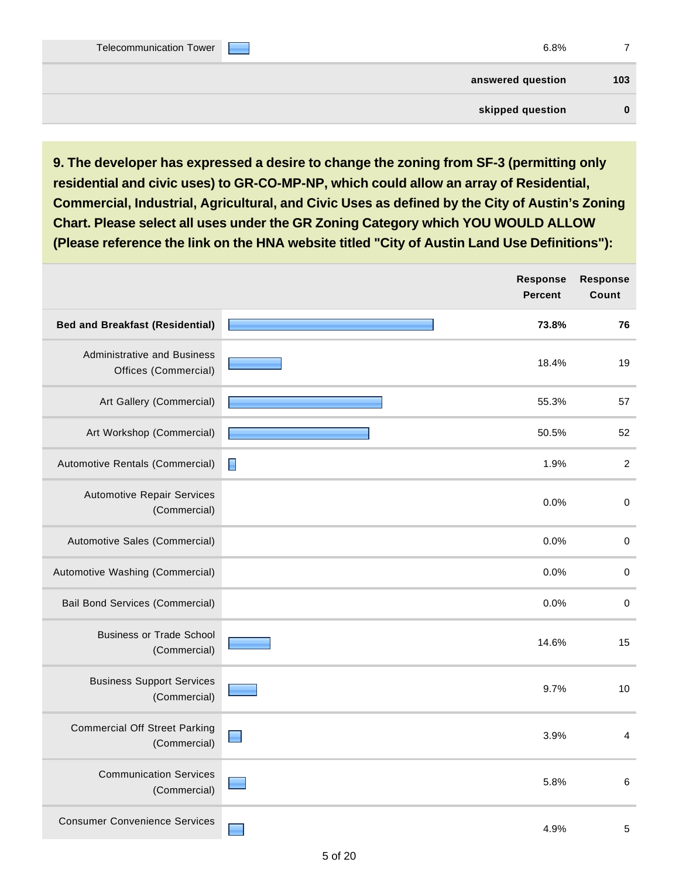| | Response Percent | Response Count |
|---|---|---|
| Telecommunication Tower | 6.8% | 7 |
| | **answered question** | **103** |
| | **skipped question** | **0** |

**9. The developer has expressed a desire to change the zoning from SF-3 (permitting only residential and civic uses) to GR-CO-MP-NP, which could allow an array of Residential, Commercial, Industrial, Agricultural, and Civic Uses as defined by the City of Austin's Zoning Chart. Please select all uses under the GR Zoning Category which YOU WOULD ALLOW (Please reference the link on the HNA website titled "City of Austin Land Use Definitions"):**

| | Response Percent | Response Count |
|---|---|---|
| **Bed and Breakfast (Residential)** | **73.8%** | **76** |
| Administrative and Business Offices (Commercial) | 18.4% | 19 |
| Art Gallery (Commercial) | 55.3% | 57 |
| Art Workshop (Commercial) | 50.5% | 52 |
| Automotive Rentals (Commercial) | 1.9% | 2 |
| Automotive Repair Services (Commercial) | 0.0% | 0 |
| Automotive Sales (Commercial) | 0.0% | 0 |
| Automotive Washing (Commercial) | 0.0% | 0 |
| Bail Bond Services (Commercial) | 0.0% | 0 |
| Business or Trade School (Commercial) | 14.6% | 15 |
| Business Support Services (Commercial) | 9.7% | 10 |
| Commercial Off Street Parking (Commercial) | 3.9% | 4 |
| Communication Services (Commercial) | 5.8% | 6 |
| Consumer Convenience Services | 4.9% | 5 |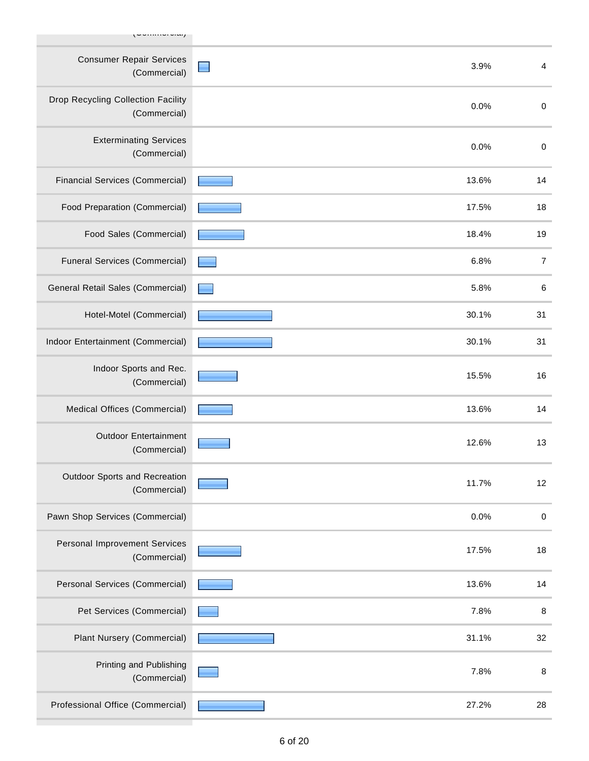| Option | Percent | Count |
|---|---|---|
| Consumer Repair Services (Commercial) | 3.9% | 4 |
| Drop Recycling Collection Facility (Commercial) | 0.0% | 0 |
| Exterminating Services (Commercial) | 0.0% | 0 |
| Financial Services (Commercial) | 13.6% | 14 |
| Food Preparation (Commercial) | 17.5% | 18 |
| Food Sales (Commercial) | 18.4% | 19 |
| Funeral Services (Commercial) | 6.8% | 7 |
| General Retail Sales (Commercial) | 5.8% | 6 |
| Hotel-Motel (Commercial) | 30.1% | 31 |
| Indoor Entertainment (Commercial) | 30.1% | 31 |
| Indoor Sports and Rec. (Commercial) | 15.5% | 16 |
| Medical Offices (Commercial) | 13.6% | 14 |
| Outdoor Entertainment (Commercial) | 12.6% | 13 |
| Outdoor Sports and Recreation (Commercial) | 11.7% | 12 |
| Pawn Shop Services (Commercial) | 0.0% | 0 |
| Personal Improvement Services (Commercial) | 17.5% | 18 |
| Personal Services (Commercial) | 13.6% | 14 |
| Pet Services (Commercial) | 7.8% | 8 |
| Plant Nursery (Commercial) | 31.1% | 32 |
| Printing and Publishing (Commercial) | 7.8% | 8 |
| Professional Office (Commercial) | 27.2% | 28 |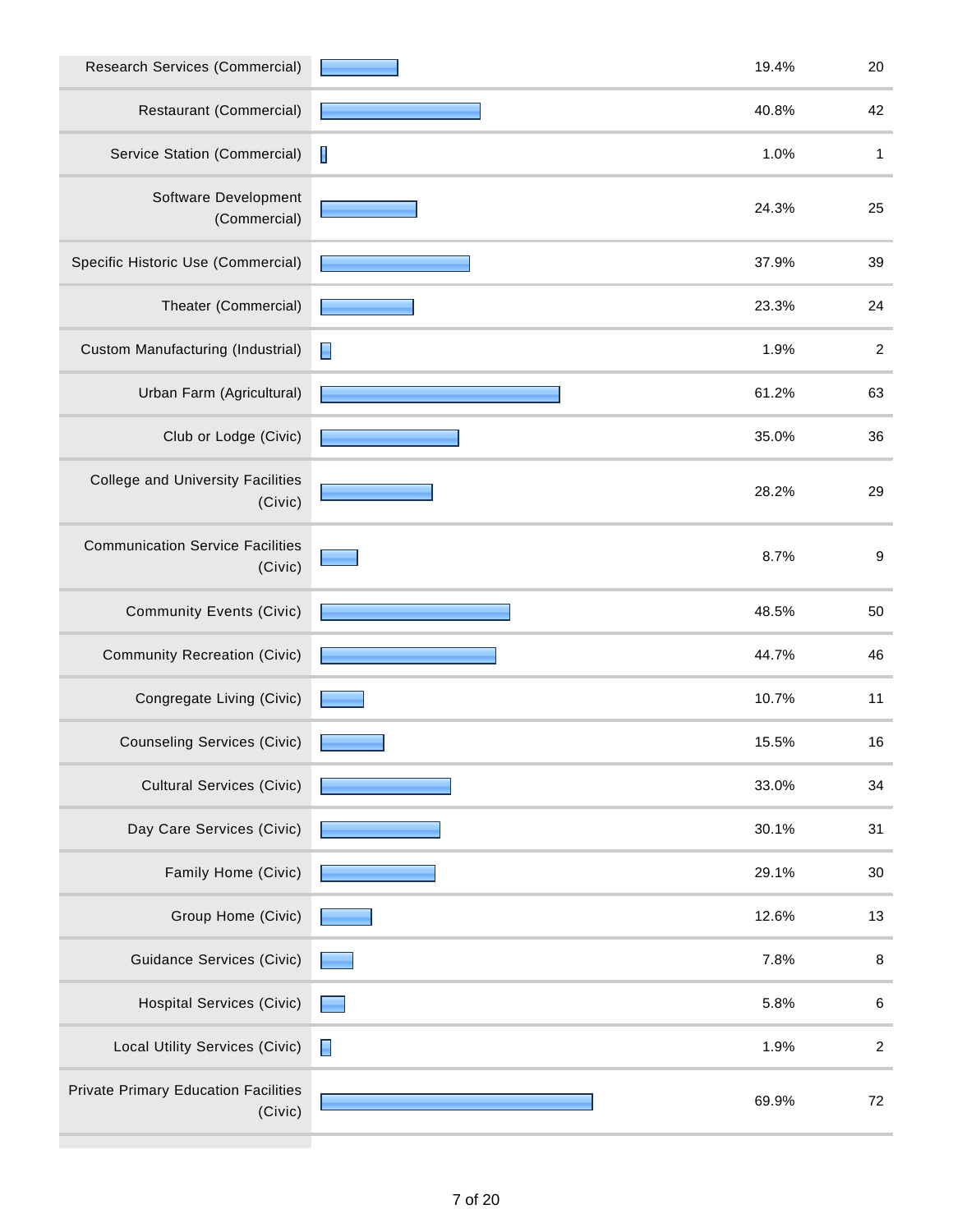| Response | Percent | Count |
| --- | --- | --- |
| Research Services (Commercial) | 19.4% | 20 |
| Restaurant (Commercial) | 40.8% | 42 |
| Service Station (Commercial) | 1.0% | 1 |
| Software Development (Commercial) | 24.3% | 25 |
| Specific Historic Use (Commercial) | 37.9% | 39 |
| Theater (Commercial) | 23.3% | 24 |
| Custom Manufacturing (Industrial) | 1.9% | 2 |
| Urban Farm (Agricultural) | 61.2% | 63 |
| Club or Lodge (Civic) | 35.0% | 36 |
| College and University Facilities (Civic) | 28.2% | 29 |
| Communication Service Facilities (Civic) | 8.7% | 9 |
| Community Events (Civic) | 48.5% | 50 |
| Community Recreation (Civic) | 44.7% | 46 |
| Congregate Living (Civic) | 10.7% | 11 |
| Counseling Services (Civic) | 15.5% | 16 |
| Cultural Services (Civic) | 33.0% | 34 |
| Day Care Services (Civic) | 30.1% | 31 |
| Family Home (Civic) | 29.1% | 30 |
| Group Home (Civic) | 12.6% | 13 |
| Guidance Services (Civic) | 7.8% | 8 |
| Hospital Services (Civic) | 5.8% | 6 |
| Local Utility Services (Civic) | 1.9% | 2 |
| Private Primary Education Facilities (Civic) | 69.9% | 72 |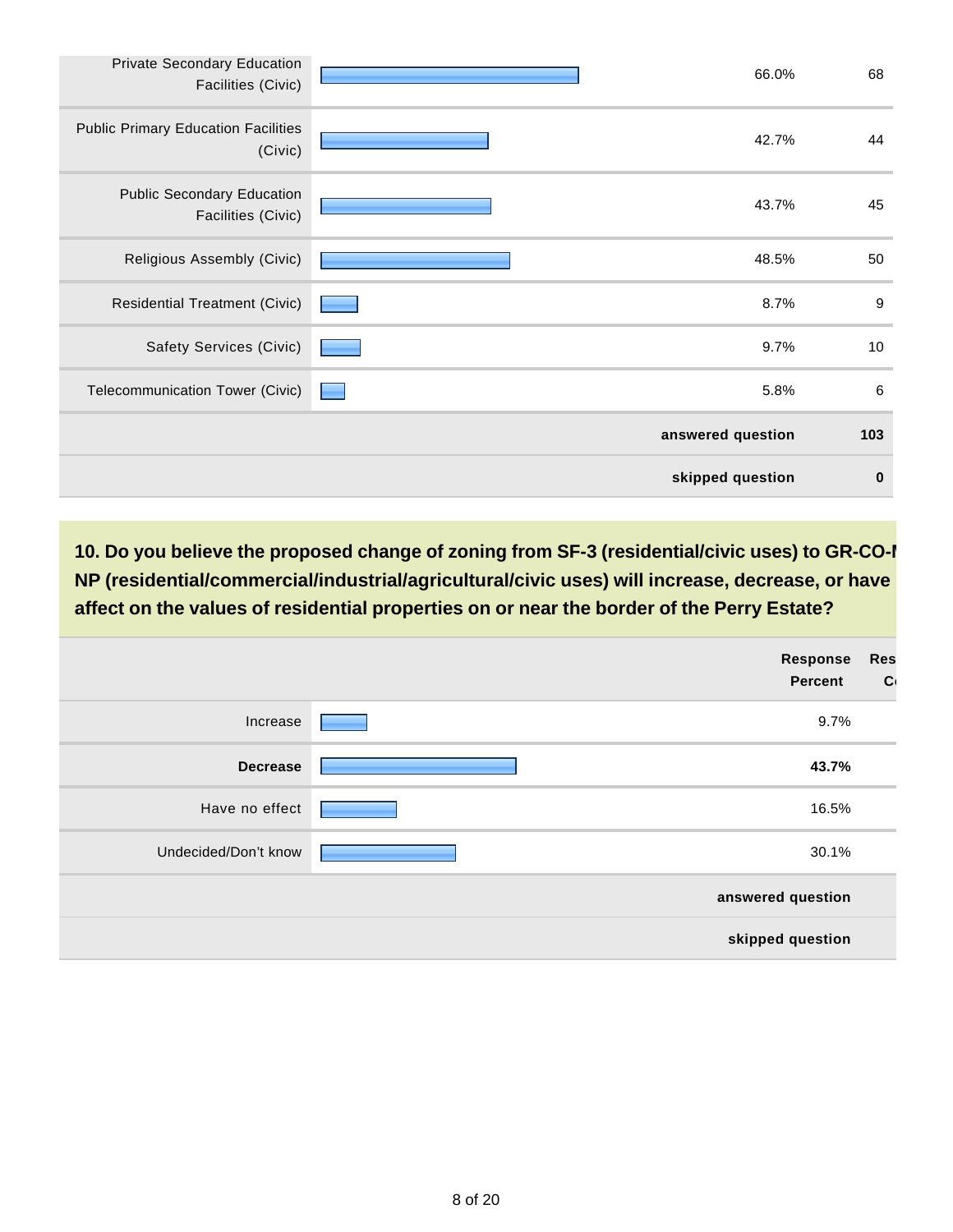| | | | |
|---|---|---|---|
| Private Secondary Education Facilities (Civic) | | 66.0% | 68 |
| Public Primary Education Facilities (Civic) | | 42.7% | 44 |
| Public Secondary Education Facilities (Civic) | | 43.7% | 45 |
| Religious Assembly (Civic) | | 48.5% | 50 |
| Residential Treatment (Civic) | | 8.7% | 9 |
| Safety Services (Civic) | | 9.7% | 10 |
| Telecommunication Tower (Civic) | | 5.8% | 6 |
| | | **answered question** | **103** |
| | | **skipped question** | **0** |

### 10. Do you believe the proposed change of zoning from SF-3 (residential/civic uses) to GR-CO-I NP (residential/commercial/industrial/agricultural/civic uses) will increase, decrease, or have affect on the values of residential properties on or near the border of the Perry Estate?

| | | Response Percent | Res C |
|---|---|---|---|
| Increase | | 9.7% | |
| **Decrease** | | **43.7%** | |
| Have no effect | | 16.5% | |
| Undecided/Don't know | | 30.1% | |
| | | **answered question** | |
| | | **skipped question** | |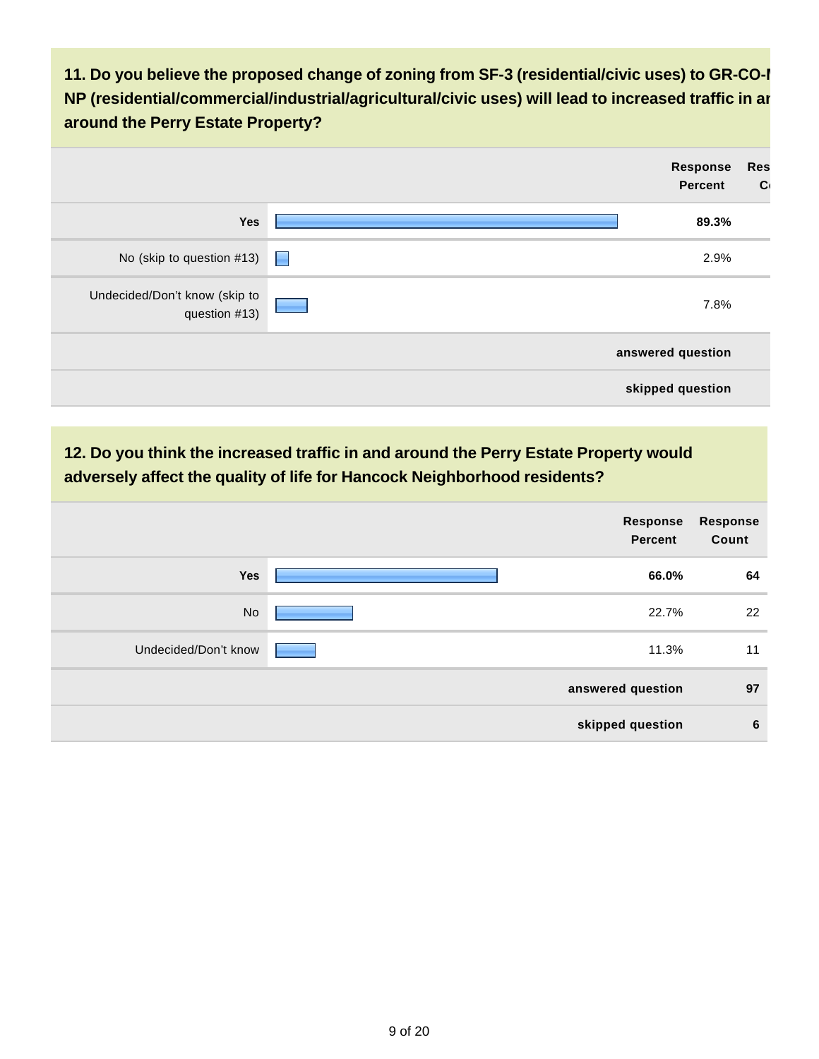**11. Do you believe the proposed change of zoning from SF-3 (residential/civic uses) to GR-CO-NP (residential/commercial/industrial/agricultural/civic uses) will lead to increased traffic in and around the Perry Estate Property?**

| | Response Percent | Response Count |
|---|---|---|
| **Yes** | **89.3%** | |
| No (skip to question #13) | 2.9% | |
| Undecided/Don't know (skip to question #13) | 7.8% | |
| **answered question** | | |
| **skipped question** | | |

**12. Do you think the increased traffic in and around the Perry Estate Property would adversely affect the quality of life for Hancock Neighborhood residents?**

| | Response Percent | Response Count |
|---|---|---|
| **Yes** | **66.0%** | **64** |
| No | 22.7% | 22 |
| Undecided/Don't know | 11.3% | 11 |
| **answered question** | | **97** |
| **skipped question** | | **6** |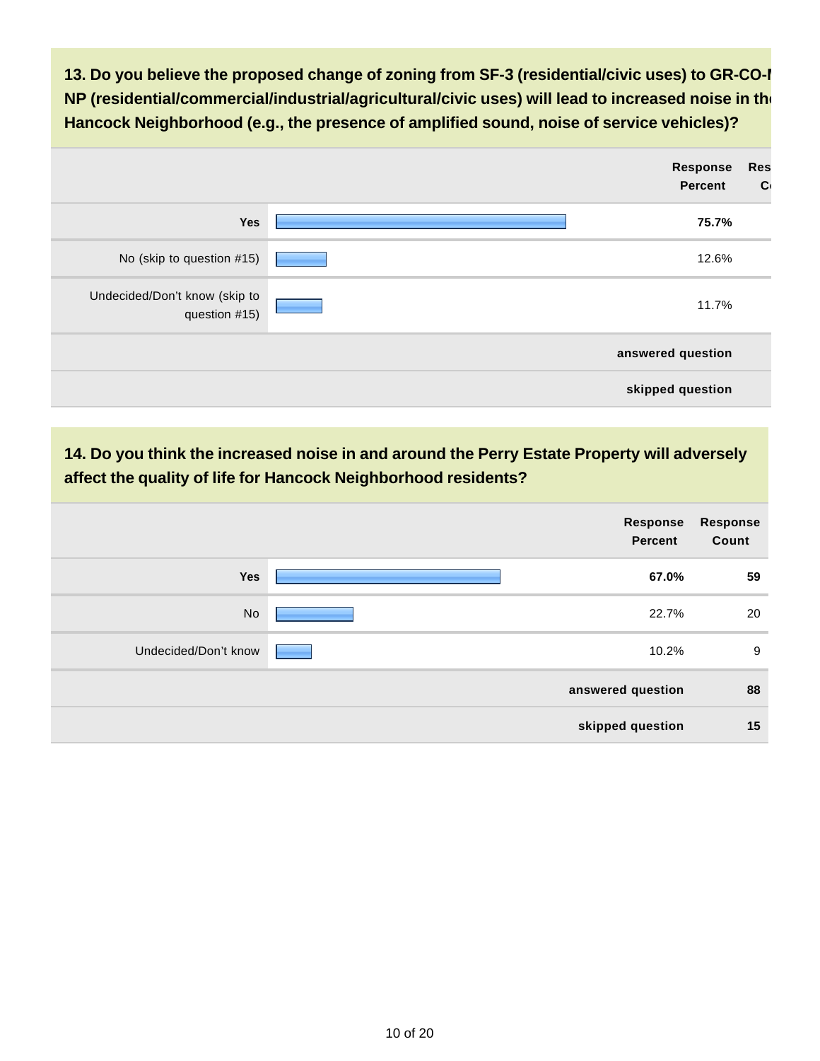**13. Do you believe the proposed change of zoning from SF-3 (residential/civic uses) to GR-CO-N NP (residential/commercial/industrial/agricultural/civic uses) will lead to increased noise in the Hancock Neighborhood (e.g., the presence of amplified sound, noise of service vehicles)?**

| | Response Percent | Response Count |
|---|---|---|
| **Yes** | **75.7%** | |
| No (skip to question #15) | 12.6% | |
| Undecided/Don't know (skip to question #15) | 11.7% | |
| | **answered question** | |
| | **skipped question** | |

**14. Do you think the increased noise in and around the Perry Estate Property will adversely affect the quality of life for Hancock Neighborhood residents?**

| | Response Percent | Response Count |
|---|---|---|
| **Yes** | **67.0%** | **59** |
| No | 22.7% | 20 |
| Undecided/Don't know | 10.2% | 9 |
| | **answered question** | **88** |
| | **skipped question** | **15** |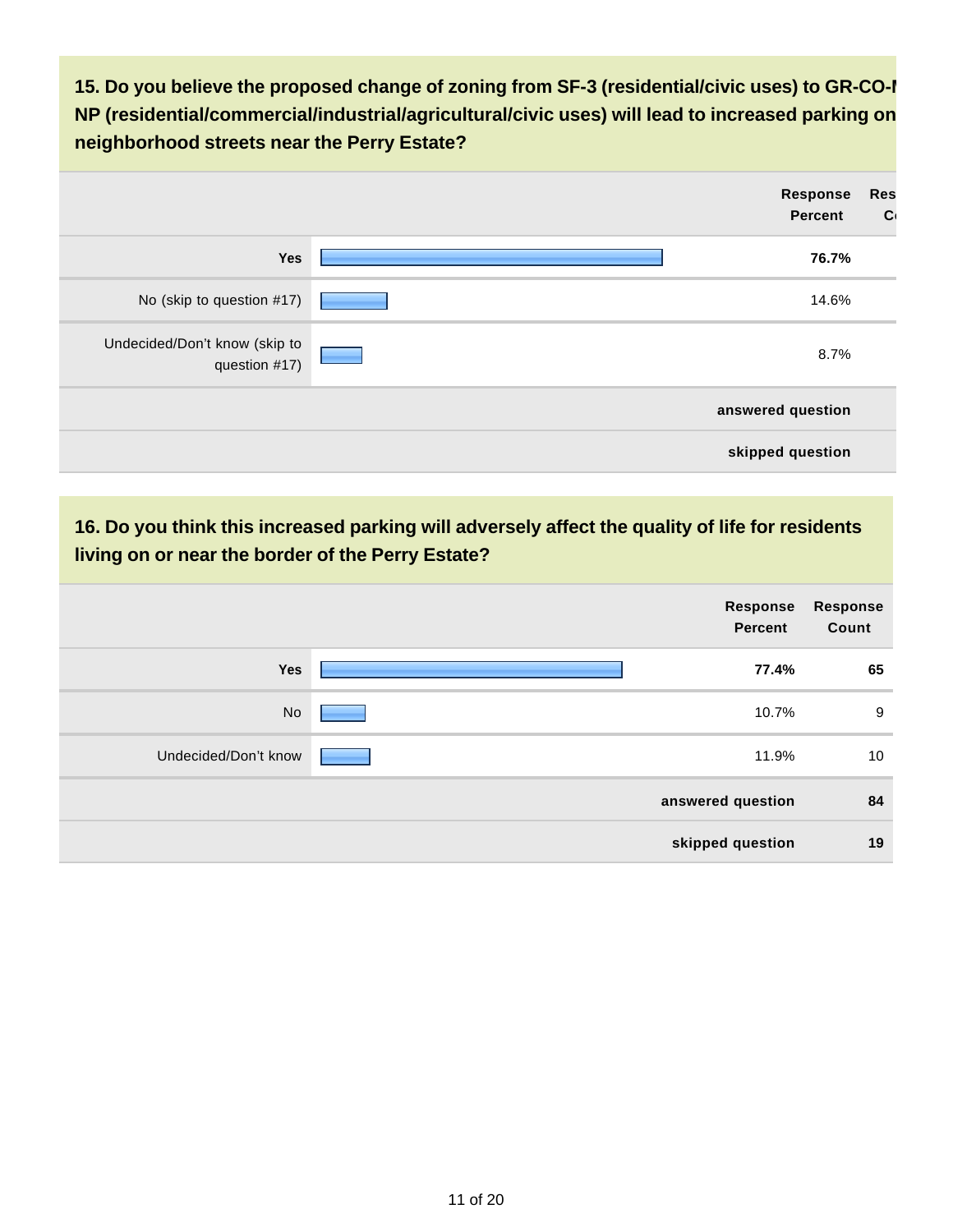**15. Do you believe the proposed change of zoning from SF-3 (residential/civic uses) to GR-CO-NP (residential/commercial/industrial/agricultural/civic uses) will lead to increased parking on neighborhood streets near the Perry Estate?**

| | Response Percent | Response Count |
|---|---|---|
| Yes | **76.7%** | |
| No (skip to question #17) | 14.6% | |
| Undecided/Don't know (skip to question #17) | 8.7% | |
| **answered question** | | |
| **skipped question** | | |

**16. Do you think this increased parking will adversely affect the quality of life for residents living on or near the border of the Perry Estate?**

| | Response Percent | Response Count |
|---|---|---|
| Yes | **77.4%** | **65** |
| No | 10.7% | 9 |
| Undecided/Don't know | 11.9% | 10 |
| **answered question** | | **84** |
| **skipped question** | | **19** |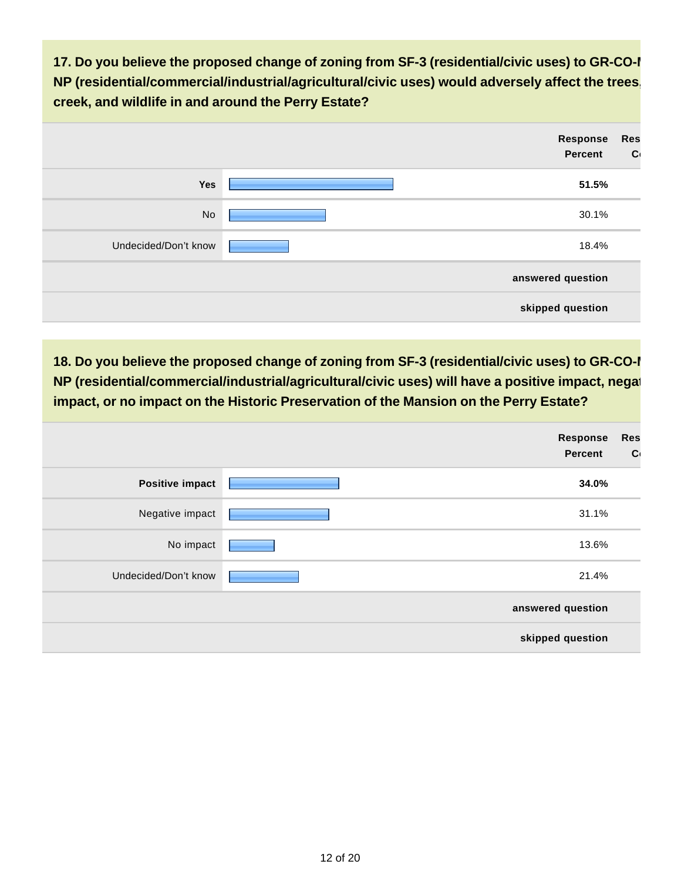**17. Do you believe the proposed change of zoning from SF-3 (residential/civic uses) to GR-CO-I NP (residential/commercial/industrial/agricultural/civic uses) would adversely affect the trees, creek, and wildlife in and around the Perry Estate?**

| | Response Percent | Res C |
|---|---|---|
| **Yes** | **51.5%** | |
| No | 30.1% | |
| Undecided/Don't know | 18.4% | |
| | **answered question** | |
| | **skipped question** | |

**18. Do you believe the proposed change of zoning from SF-3 (residential/civic uses) to GR-CO-I NP (residential/commercial/industrial/agricultural/civic uses) will have a positive impact, negat impact, or no impact on the Historic Preservation of the Mansion on the Perry Estate?**

| | Response Percent | Res C |
|---|---|---|
| **Positive impact** | **34.0%** | |
| Negative impact | 31.1% | |
| No impact | 13.6% | |
| Undecided/Don't know | 21.4% | |
| | **answered question** | |
| | **skipped question** | |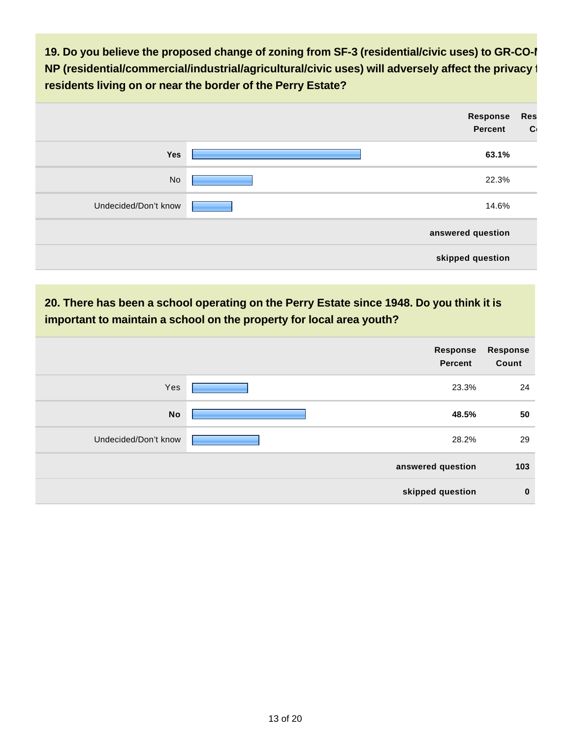**19. Do you believe the proposed change of zoning from SF-3 (residential/civic uses) to GR-CO-N NP (residential/commercial/industrial/agricultural/civic uses) will adversely affect the privacy f residents living on or near the border of the Perry Estate?**

| | Response Percent | Res C |
|---|---|---|
| **Yes** | **63.1%** | |
| No | 22.3% | |
| Undecided/Don't know | 14.6% | |
| | **answered question** | |
| | **skipped question** | |

**20. There has been a school operating on the Perry Estate since 1948. Do you think it is important to maintain a school on the property for local area youth?**

| | Response Percent | Response Count |
|---|---|---|
| Yes | 23.3% | 24 |
| **No** | **48.5%** | **50** |
| Undecided/Don't know | 28.2% | 29 |
| | **answered question** | **103** |
| | **skipped question** | **0** |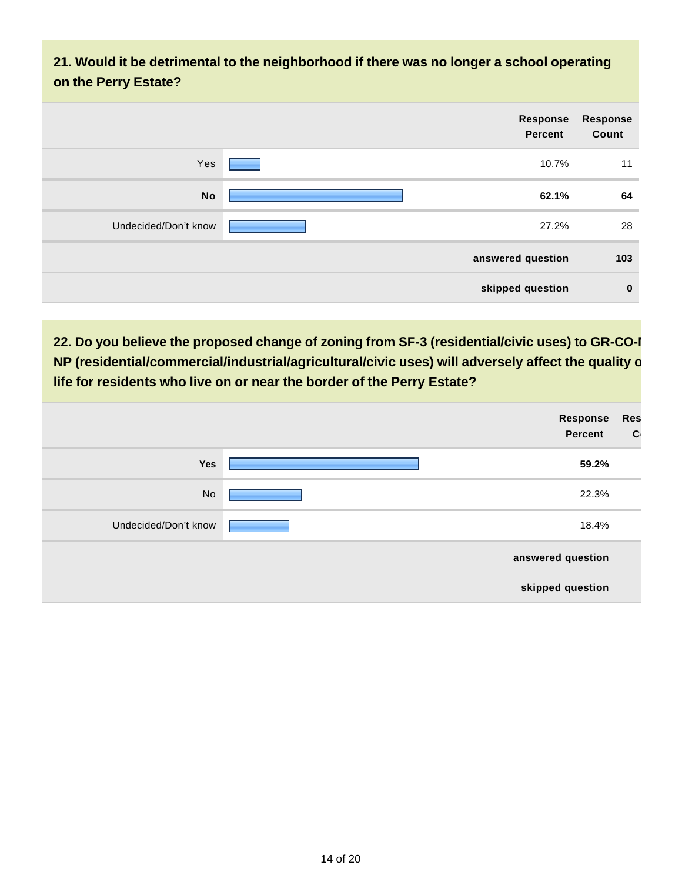## 21. Would it be detrimental to the neighborhood if there was no longer a school operating on the Perry Estate?

| | Response Percent | Response Count |
|---|---|---|
| Yes | 10.7% | 11 |
| **No** | **62.1%** | **64** |
| Undecided/Don't know | 27.2% | 28 |
| **answered question** | | **103** |
| **skipped question** | | **0** |

## 22. Do you believe the proposed change of zoning from SF-3 (residential/civic uses) to GR-CO-N NP (residential/commercial/industrial/agricultural/civic uses) will adversely affect the quality o life for residents who live on or near the border of the Perry Estate?

| | Response Percent | Res C |
|---|---|---|
| **Yes** | **59.2%** | |
| No | 22.3% | |
| Undecided/Don't know | 18.4% | |
| **answered question** | | |
| **skipped question** | | |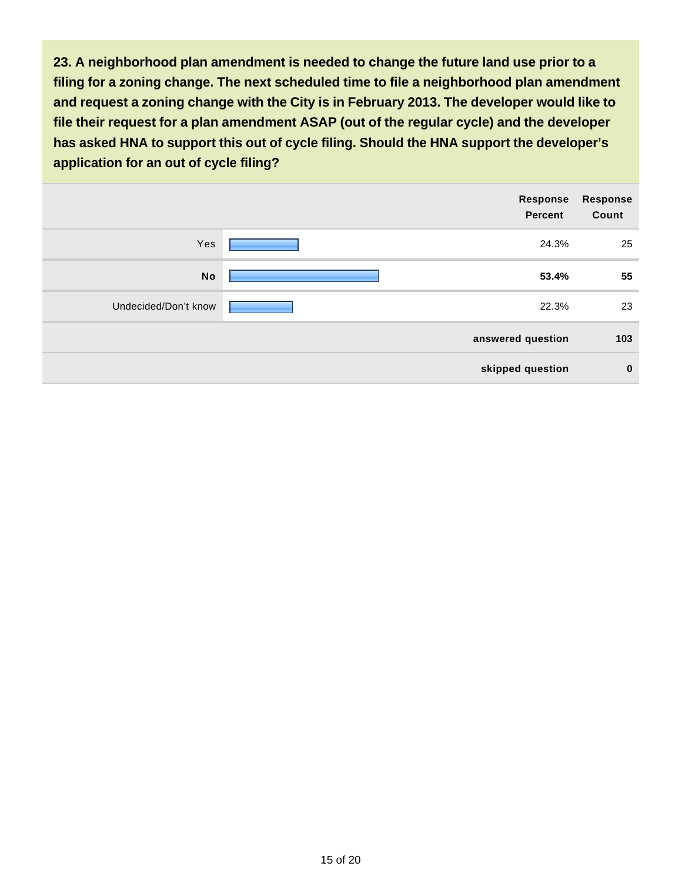**23. A neighborhood plan amendment is needed to change the future land use prior to a filing for a zoning change. The next scheduled time to file a neighborhood plan amendment and request a zoning change with the City is in February 2013. The developer would like to file their request for a plan amendment ASAP (out of the regular cycle) and the developer has asked HNA to support this out of cycle filing. Should the HNA support the developer's application for an out of cycle filing?**

| | Response Percent | Response Count |
|---|---|---|
| Yes | 24.3% | 25 |
| **No** | **53.4%** | **55** |
| Undecided/Don't know | 22.3% | 23 |
| | **answered question** | **103** |
| | **skipped question** | **0** |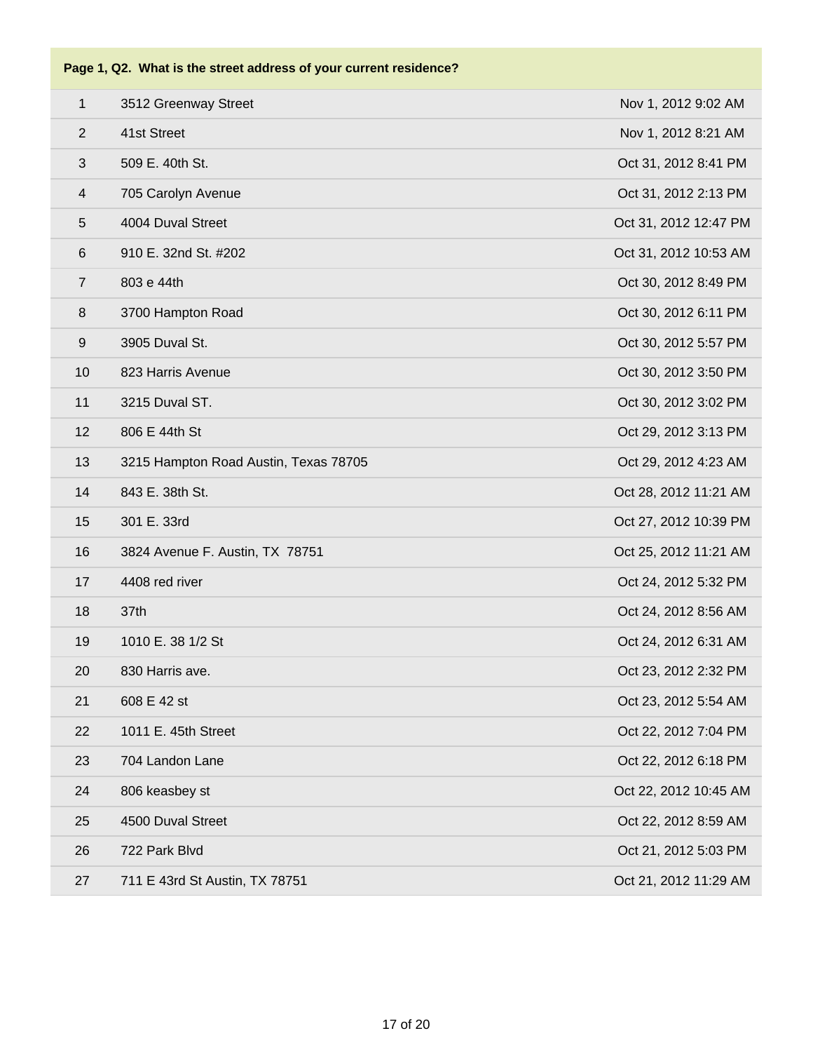| Page 1, Q2. What is the street address of your current residence? | | |
|---|---|---|
| 1 | 3512 Greenway Street | Nov 1, 2012 9:02 AM |
| 2 | 41st Street | Nov 1, 2012 8:21 AM |
| 3 | 509 E. 40th St. | Oct 31, 2012 8:41 PM |
| 4 | 705 Carolyn Avenue | Oct 31, 2012 2:13 PM |
| 5 | 4004 Duval Street | Oct 31, 2012 12:47 PM |
| 6 | 910 E. 32nd St. #202 | Oct 31, 2012 10:53 AM |
| 7 | 803 e 44th | Oct 30, 2012 8:49 PM |
| 8 | 3700 Hampton Road | Oct 30, 2012 6:11 PM |
| 9 | 3905 Duval St. | Oct 30, 2012 5:57 PM |
| 10 | 823 Harris Avenue | Oct 30, 2012 3:50 PM |
| 11 | 3215 Duval ST. | Oct 30, 2012 3:02 PM |
| 12 | 806 E 44th St | Oct 29, 2012 3:13 PM |
| 13 | 3215 Hampton Road Austin, Texas 78705 | Oct 29, 2012 4:23 AM |
| 14 | 843 E. 38th St. | Oct 28, 2012 11:21 AM |
| 15 | 301 E. 33rd | Oct 27, 2012 10:39 PM |
| 16 | 3824 Avenue F. Austin, TX 78751 | Oct 25, 2012 11:21 AM |
| 17 | 4408 red river | Oct 24, 2012 5:32 PM |
| 18 | 37th | Oct 24, 2012 8:56 AM |
| 19 | 1010 E. 38 1/2 St | Oct 24, 2012 6:31 AM |
| 20 | 830 Harris ave. | Oct 23, 2012 2:32 PM |
| 21 | 608 E 42 st | Oct 23, 2012 5:54 AM |
| 22 | 1011 E. 45th Street | Oct 22, 2012 7:04 PM |
| 23 | 704 Landon Lane | Oct 22, 2012 6:18 PM |
| 24 | 806 keasbey st | Oct 22, 2012 10:45 AM |
| 25 | 4500 Duval Street | Oct 22, 2012 8:59 AM |
| 26 | 722 Park Blvd | Oct 21, 2012 5:03 PM |
| 27 | 711 E 43rd St Austin, TX 78751 | Oct 21, 2012 11:29 AM |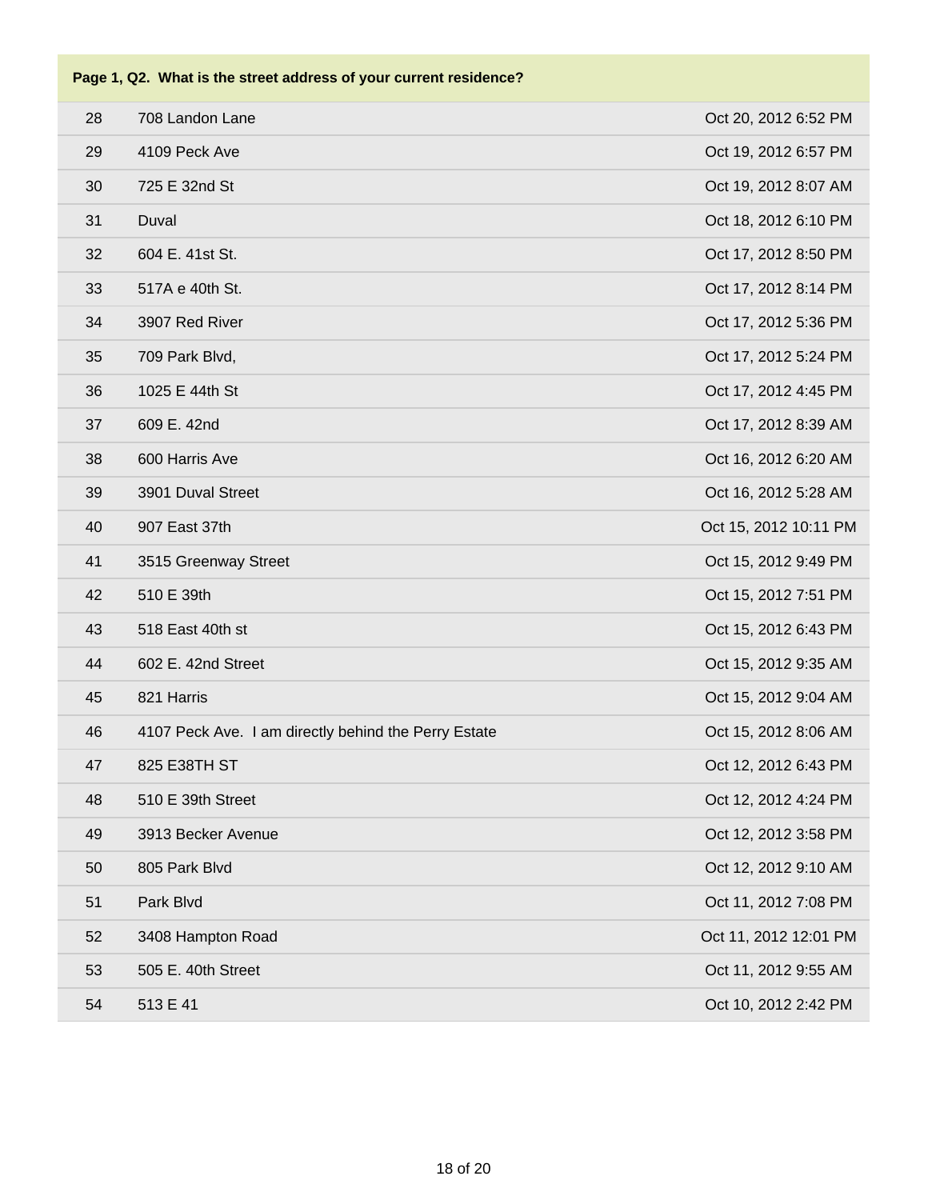**Page 1, Q2. What is the street address of your current residence?**

| | | |
|---|---|---|
| 28 | 708 Landon Lane | Oct 20, 2012 6:52 PM |
| 29 | 4109 Peck Ave | Oct 19, 2012 6:57 PM |
| 30 | 725 E 32nd St | Oct 19, 2012 8:07 AM |
| 31 | Duval | Oct 18, 2012 6:10 PM |
| 32 | 604 E. 41st St. | Oct 17, 2012 8:50 PM |
| 33 | 517A e 40th St. | Oct 17, 2012 8:14 PM |
| 34 | 3907 Red River | Oct 17, 2012 5:36 PM |
| 35 | 709 Park Blvd, | Oct 17, 2012 5:24 PM |
| 36 | 1025 E 44th St | Oct 17, 2012 4:45 PM |
| 37 | 609 E. 42nd | Oct 17, 2012 8:39 AM |
| 38 | 600 Harris Ave | Oct 16, 2012 6:20 AM |
| 39 | 3901 Duval Street | Oct 16, 2012 5:28 AM |
| 40 | 907 East 37th | Oct 15, 2012 10:11 PM |
| 41 | 3515 Greenway Street | Oct 15, 2012 9:49 PM |
| 42 | 510 E 39th | Oct 15, 2012 7:51 PM |
| 43 | 518 East 40th st | Oct 15, 2012 6:43 PM |
| 44 | 602 E. 42nd Street | Oct 15, 2012 9:35 AM |
| 45 | 821 Harris | Oct 15, 2012 9:04 AM |
| 46 | 4107 Peck Ave. I am directly behind the Perry Estate | Oct 15, 2012 8:06 AM |
| 47 | 825 E38TH ST | Oct 12, 2012 6:43 PM |
| 48 | 510 E 39th Street | Oct 12, 2012 4:24 PM |
| 49 | 3913 Becker Avenue | Oct 12, 2012 3:58 PM |
| 50 | 805 Park Blvd | Oct 12, 2012 9:10 AM |
| 51 | Park Blvd | Oct 11, 2012 7:08 PM |
| 52 | 3408 Hampton Road | Oct 11, 2012 12:01 PM |
| 53 | 505 E. 40th Street | Oct 11, 2012 9:55 AM |
| 54 | 513 E 41 | Oct 10, 2012 2:42 PM |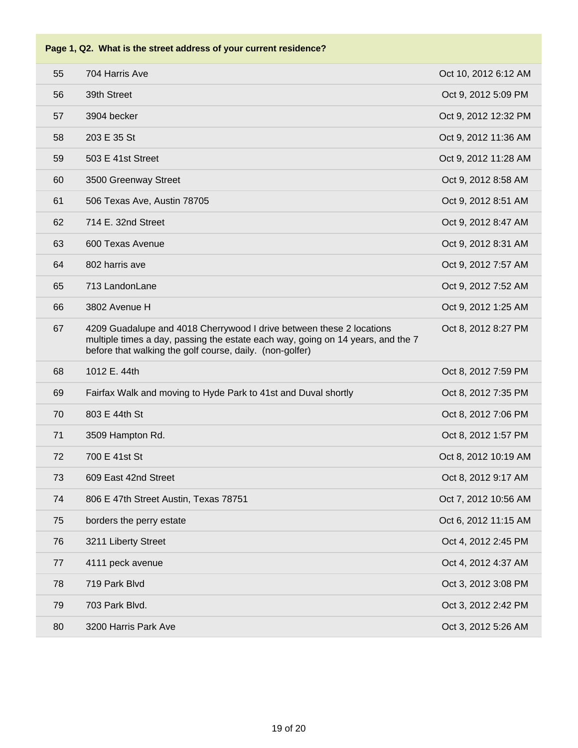| Page 1, Q2. What is the street address of your current residence? | | |
|---|---|---|
| 55 | 704 Harris Ave | Oct 10, 2012 6:12 AM |
| 56 | 39th Street | Oct 9, 2012 5:09 PM |
| 57 | 3904 becker | Oct 9, 2012 12:32 PM |
| 58 | 203 E 35 St | Oct 9, 2012 11:36 AM |
| 59 | 503 E 41st Street | Oct 9, 2012 11:28 AM |
| 60 | 3500 Greenway Street | Oct 9, 2012 8:58 AM |
| 61 | 506 Texas Ave, Austin 78705 | Oct 9, 2012 8:51 AM |
| 62 | 714 E. 32nd Street | Oct 9, 2012 8:47 AM |
| 63 | 600 Texas Avenue | Oct 9, 2012 8:31 AM |
| 64 | 802 harris ave | Oct 9, 2012 7:57 AM |
| 65 | 713 LandonLane | Oct 9, 2012 7:52 AM |
| 66 | 3802 Avenue H | Oct 9, 2012 1:25 AM |
| 67 | 4209 Guadalupe and 4018 Cherrywood I drive between these 2 locations multiple times a day, passing the estate each way, going on 14 years, and the 7 before that walking the golf course, daily. (non-golfer) | Oct 8, 2012 8:27 PM |
| 68 | 1012 E. 44th | Oct 8, 2012 7:59 PM |
| 69 | Fairfax Walk and moving to Hyde Park to 41st and Duval shortly | Oct 8, 2012 7:35 PM |
| 70 | 803 E 44th St | Oct 8, 2012 7:06 PM |
| 71 | 3509 Hampton Rd. | Oct 8, 2012 1:57 PM |
| 72 | 700 E 41st St | Oct 8, 2012 10:19 AM |
| 73 | 609 East 42nd Street | Oct 8, 2012 9:17 AM |
| 74 | 806 E 47th Street Austin, Texas 78751 | Oct 7, 2012 10:56 AM |
| 75 | borders the perry estate | Oct 6, 2012 11:15 AM |
| 76 | 3211 Liberty Street | Oct 4, 2012 2:45 PM |
| 77 | 4111 peck avenue | Oct 4, 2012 4:37 AM |
| 78 | 719 Park Blvd | Oct 3, 2012 3:08 PM |
| 79 | 703 Park Blvd. | Oct 3, 2012 2:42 PM |
| 80 | 3200 Harris Park Ave | Oct 3, 2012 5:26 AM |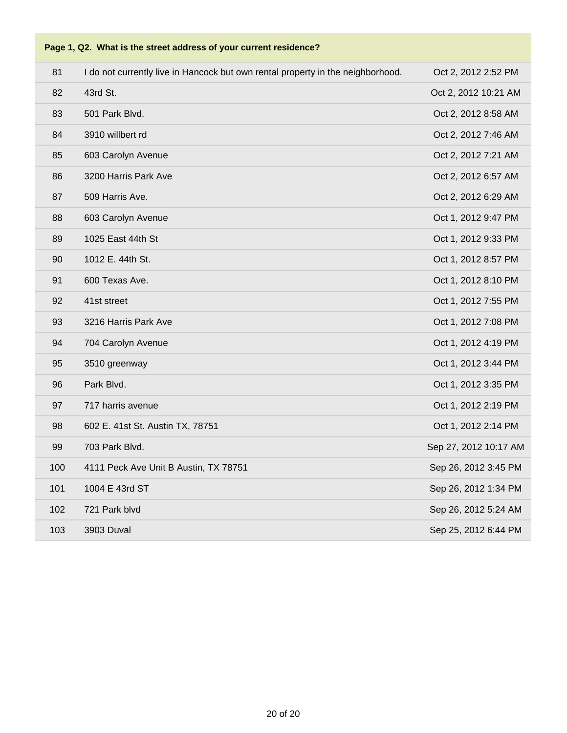| Page 1, Q2. What is the street address of your current residence? | | |
|---|---|---|
| 81 | I do not currently live in Hancock but own rental property in the neighborhood. | Oct 2, 2012 2:52 PM |
| 82 | 43rd St. | Oct 2, 2012 10:21 AM |
| 83 | 501 Park Blvd. | Oct 2, 2012 8:58 AM |
| 84 | 3910 willbert rd | Oct 2, 2012 7:46 AM |
| 85 | 603 Carolyn Avenue | Oct 2, 2012 7:21 AM |
| 86 | 3200 Harris Park Ave | Oct 2, 2012 6:57 AM |
| 87 | 509 Harris Ave. | Oct 2, 2012 6:29 AM |
| 88 | 603 Carolyn Avenue | Oct 1, 2012 9:47 PM |
| 89 | 1025 East 44th St | Oct 1, 2012 9:33 PM |
| 90 | 1012 E. 44th St. | Oct 1, 2012 8:57 PM |
| 91 | 600 Texas Ave. | Oct 1, 2012 8:10 PM |
| 92 | 41st street | Oct 1, 2012 7:55 PM |
| 93 | 3216 Harris Park Ave | Oct 1, 2012 7:08 PM |
| 94 | 704 Carolyn Avenue | Oct 1, 2012 4:19 PM |
| 95 | 3510 greenway | Oct 1, 2012 3:44 PM |
| 96 | Park Blvd. | Oct 1, 2012 3:35 PM |
| 97 | 717 harris avenue | Oct 1, 2012 2:19 PM |
| 98 | 602 E. 41st St. Austin TX, 78751 | Oct 1, 2012 2:14 PM |
| 99 | 703 Park Blvd. | Sep 27, 2012 10:17 AM |
| 100 | 4111 Peck Ave Unit B Austin, TX 78751 | Sep 26, 2012 3:45 PM |
| 101 | 1004 E 43rd ST | Sep 26, 2012 1:34 PM |
| 102 | 721 Park blvd | Sep 26, 2012 5:24 AM |
| 103 | 3903 Duval | Sep 25, 2012 6:44 PM |